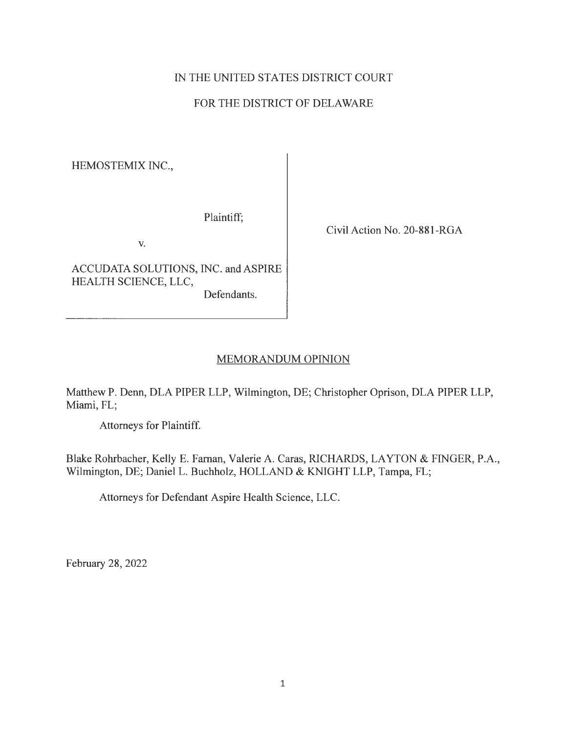IN THE UNITED STATES DISTRICT COURT

FOR THE DISTRICT OF DELAWARE

HEMOSTEMIX INC.,

Plaintiff;

v.

ACCUDATA SOLUTIONS, INC. and ASPIRE HEALTH SCIENCE, LLC,

Defendants.

Civil Action No. 20-881-RGA

MEMORANDUM OPINION

Matthew P. Denn, DLA PIPER LLP, Wilmington, DE; Christopher Oprison, DLA PIPER LLP, Miami, FL;

Attorneys for Plaintiff.

Blake Rohrbacher, Kelly E. Farnan, Valerie A. Caras, RICHARDS, LAYTON & FINGER, P.A., Wilmington, DE; Daniel L. Buchholz, HOLLAND & KNIGHT LLP, Tampa, FL;

Attorneys for Defendant Aspire Health Science, LLC.

February 28, 2022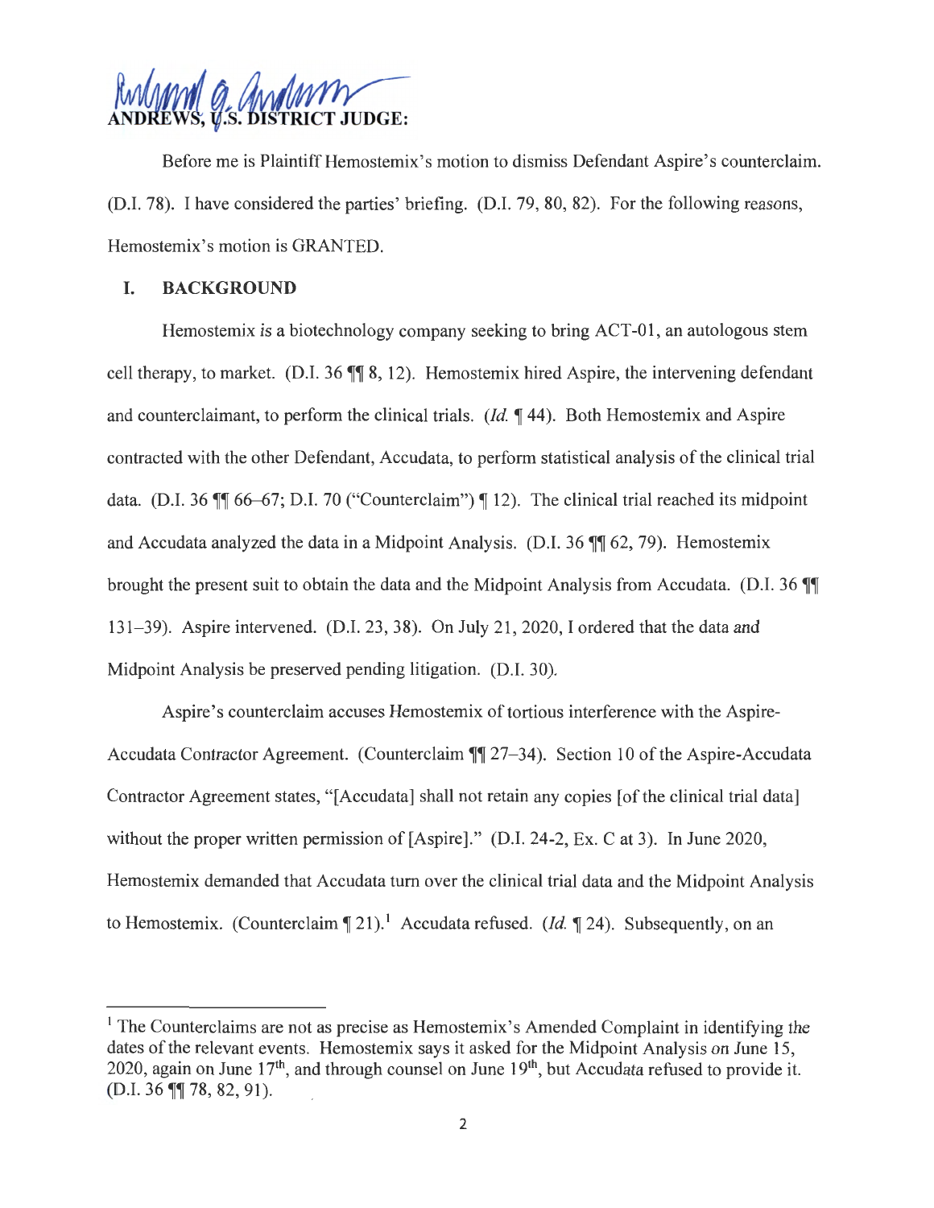**ANDREWS, U.S. DISTRICT JUDGE:**

Before me is Plaintiff Hemostemix's motion to dismiss Defendant Aspire's counterclaim. (D.I. 78). I have considered the parties' briefing. (D.I. 79, 80, 82). For the following reasons, Hemostemix's motion is GRANTED.

## I. BACKGROUND

Hemostemix is a biotechnology company seeking to bring ACT-01, an autologous stem cell therapy, to market. (D.I. 36 ¶¶ 8, 12). Hemostemix hired Aspire, the intervening defendant and counterclaimant, to perform the clinical trials. (*Id.* ¶ 44). Both Hemostemix and Aspire contracted with the other Defendant, Accudata, to perform statistical analysis of the clinical trial data. (D.I. 36 ¶¶ 66–67; D.I. 70 ("Counterclaim") ¶ 12). The clinical trial reached its midpoint and Accudata analyzed the data in a Midpoint Analysis. (D.I. 36 ¶¶ 62, 79). Hemostemix brought the present suit to obtain the data and the Midpoint Analysis from Accudata. (D.I. 36 ¶¶ 131–39). Aspire intervened. (D.I. 23, 38). On July 21, 2020, I ordered that the data and Midpoint Analysis be preserved pending litigation. (D.I. 30).

Aspire's counterclaim accuses Hemostemix of tortious interference with the Aspire-Accudata Contractor Agreement. (Counterclaim ¶¶ 27–34). Section 10 of the Aspire-Accudata Contractor Agreement states, "[Accudata] shall not retain any copies [of the clinical trial data] without the proper written permission of [Aspire]." (D.I. 24-2, Ex. C at 3). In June 2020, Hemostemix demanded that Accudata turn over the clinical trial data and the Midpoint Analysis to Hemostemix. (Counterclaim ¶ 21).[1] Accudata refused. (*Id.* ¶ 24). Subsequently, on an

[1] The Counterclaims are not as precise as Hemostemix's Amended Complaint in identifying the dates of the relevant events. Hemostemix says it asked for the Midpoint Analysis on June 15, 2020, again on June 17th, and through counsel on June 19th, but Accudata refused to provide it. (D.I. 36 ¶¶ 78, 82, 91).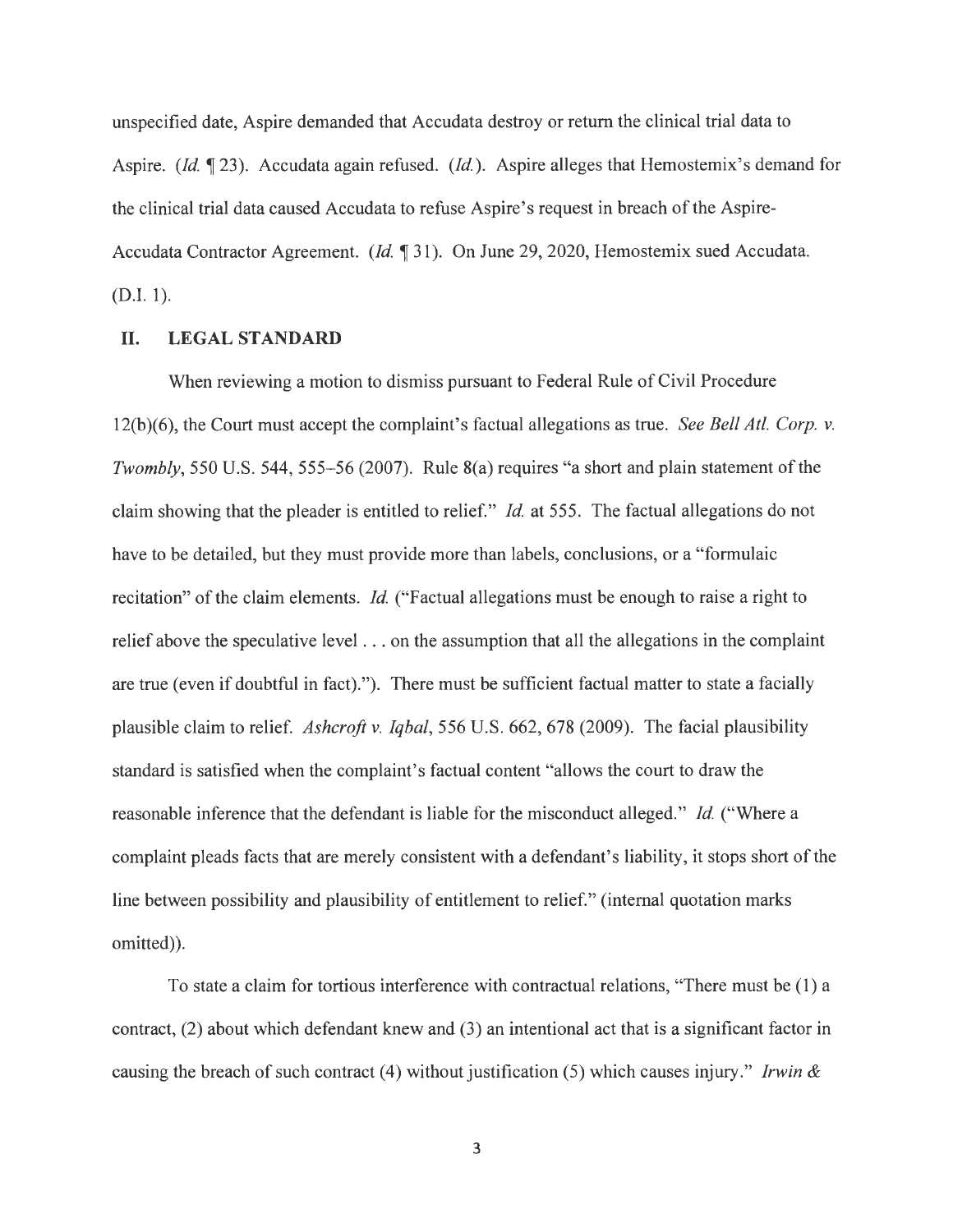unspecified date, Aspire demanded that Accudata destroy or return the clinical trial data to Aspire. (*Id.* ¶ 23). Accudata again refused. (*Id.*). Aspire alleges that Hemostemix's demand for the clinical trial data caused Accudata to refuse Aspire's request in breach of the Aspire-Accudata Contractor Agreement. (*Id.* ¶ 31). On June 29, 2020, Hemostemix sued Accudata. (D.I. 1).

## II. LEGAL STANDARD

When reviewing a motion to dismiss pursuant to Federal Rule of Civil Procedure 12(b)(6), the Court must accept the complaint's factual allegations as true. *See Bell Atl. Corp. v. Twombly*, 550 U.S. 544, 555–56 (2007). Rule 8(a) requires "a short and plain statement of the claim showing that the pleader is entitled to relief." *Id.* at 555. The factual allegations do not have to be detailed, but they must provide more than labels, conclusions, or a "formulaic recitation" of the claim elements. *Id.* ("Factual allegations must be enough to raise a right to relief above the speculative level . . . on the assumption that all the allegations in the complaint are true (even if doubtful in fact)."). There must be sufficient factual matter to state a facially plausible claim to relief. *Ashcroft v. Iqbal*, 556 U.S. 662, 678 (2009). The facial plausibility standard is satisfied when the complaint's factual content "allows the court to draw the reasonable inference that the defendant is liable for the misconduct alleged." *Id.* ("Where a complaint pleads facts that are merely consistent with a defendant's liability, it stops short of the line between possibility and plausibility of entitlement to relief." (internal quotation marks omitted)).

To state a claim for tortious interference with contractual relations, "There must be (1) a contract, (2) about which defendant knew and (3) an intentional act that is a significant factor in causing the breach of such contract (4) without justification (5) which causes injury." *Irwin &*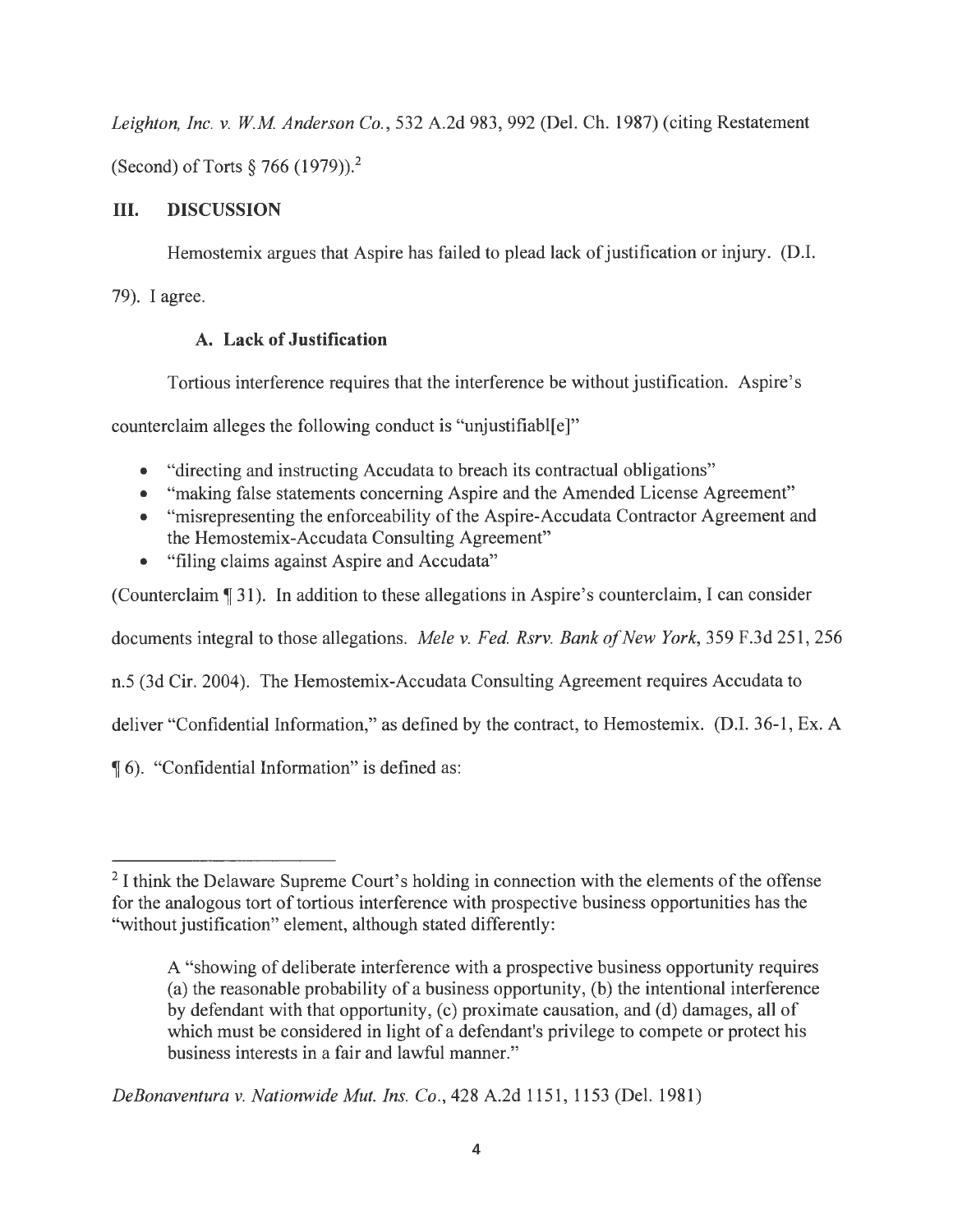*Leighton, Inc. v. W.M. Anderson Co.*, 532 A.2d 983, 992 (Del. Ch. 1987) (citing Restatement (Second) of Torts § 766 (1979)).[2]

## III. DISCUSSION

Hemostemix argues that Aspire has failed to plead lack of justification or injury. (D.I. 79). I agree.

### A. Lack of Justification

Tortious interference requires that the interference be without justification. Aspire's counterclaim alleges the following conduct is "unjustifiabl[e]"

- "directing and instructing Accudata to breach its contractual obligations"
- "making false statements concerning Aspire and the Amended License Agreement"
- "misrepresenting the enforceability of the Aspire-Accudata Contractor Agreement and the Hemostemix-Accudata Consulting Agreement"
- "filing claims against Aspire and Accudata"

(Counterclaim ¶ 31). In addition to these allegations in Aspire's counterclaim, I can consider documents integral to those allegations. *Mele v. Fed. Rsrv. Bank of New York*, 359 F.3d 251, 256 n.5 (3d Cir. 2004). The Hemostemix-Accudata Consulting Agreement requires Accudata to deliver "Confidential Information," as defined by the contract, to Hemostemix. (D.I. 36-1, Ex. A ¶ 6). "Confidential Information" is defined as:

---

[2] I think the Delaware Supreme Court's holding in connection with the elements of the offense for the analogous tort of tortious interference with prospective business opportunities has the "without justification" element, although stated differently:

> A "showing of deliberate interference with a prospective business opportunity requires (a) the reasonable probability of a business opportunity, (b) the intentional interference by defendant with that opportunity, (c) proximate causation, and (d) damages, all of which must be considered in light of a defendant's privilege to compete or protect his business interests in a fair and lawful manner."

*DeBonaventura v. Nationwide Mut. Ins. Co.*, 428 A.2d 1151, 1153 (Del. 1981)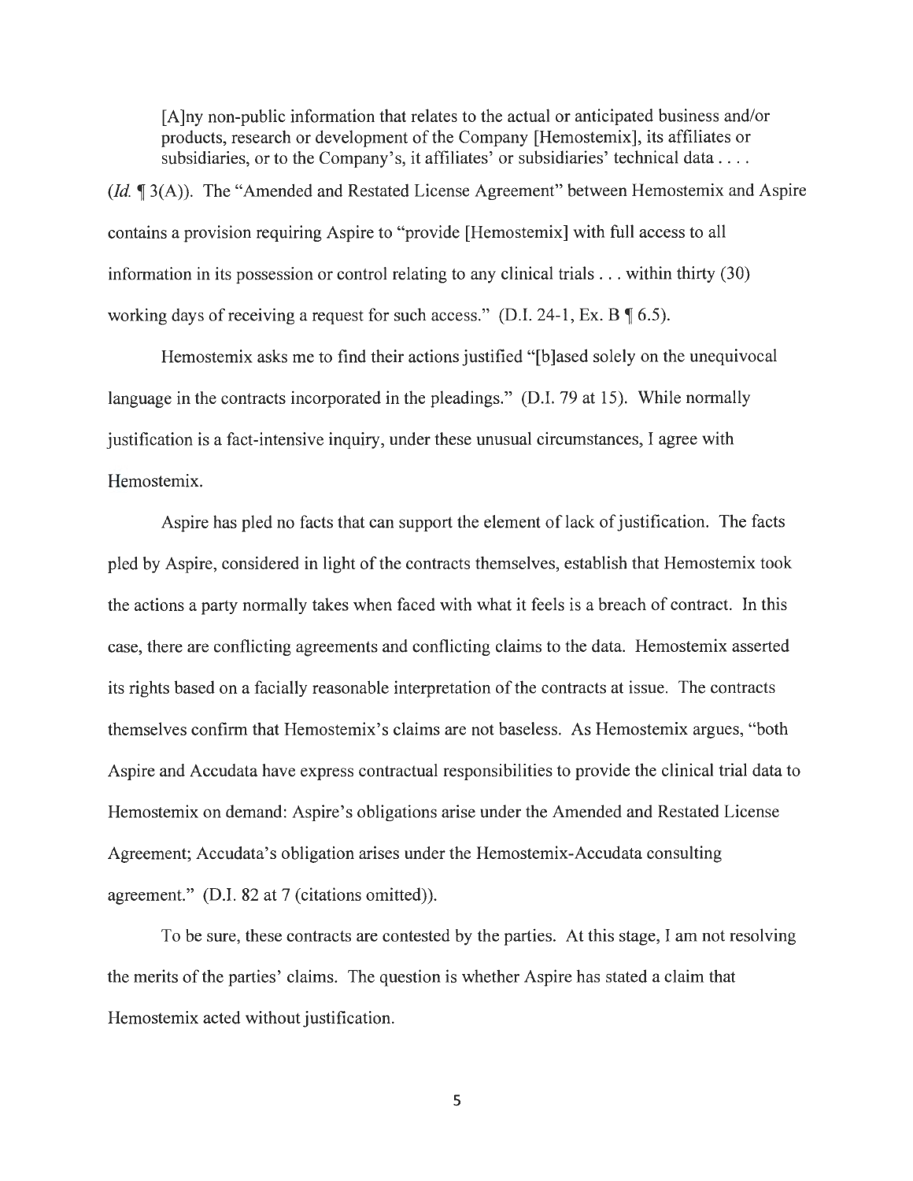> [A]ny non-public information that relates to the actual or anticipated business and/or products, research or development of the Company [Hemostemix], its affiliates or subsidiaries, or to the Company's, it affiliates' or subsidiaries' technical data . . . .

(*Id.* ¶ 3(A)). The "Amended and Restated License Agreement" between Hemostemix and Aspire contains a provision requiring Aspire to "provide [Hemostemix] with full access to all information in its possession or control relating to any clinical trials . . . within thirty (30) working days of receiving a request for such access." (D.I. 24-1, Ex. B ¶ 6.5).

Hemostemix asks me to find their actions justified "[b]ased solely on the unequivocal language in the contracts incorporated in the pleadings." (D.I. 79 at 15). While normally justification is a fact-intensive inquiry, under these unusual circumstances, I agree with Hemostemix.

Aspire has pled no facts that can support the element of lack of justification. The facts pled by Aspire, considered in light of the contracts themselves, establish that Hemostemix took the actions a party normally takes when faced with what it feels is a breach of contract. In this case, there are conflicting agreements and conflicting claims to the data. Hemostemix asserted its rights based on a facially reasonable interpretation of the contracts at issue. The contracts themselves confirm that Hemostemix's claims are not baseless. As Hemostemix argues, "both Aspire and Accudata have express contractual responsibilities to provide the clinical trial data to Hemostemix on demand: Aspire's obligations arise under the Amended and Restated License Agreement; Accudata's obligation arises under the Hemostemix-Accudata consulting agreement." (D.I. 82 at 7 (citations omitted)).

To be sure, these contracts are contested by the parties. At this stage, I am not resolving the merits of the parties' claims. The question is whether Aspire has stated a claim that Hemostemix acted without justification.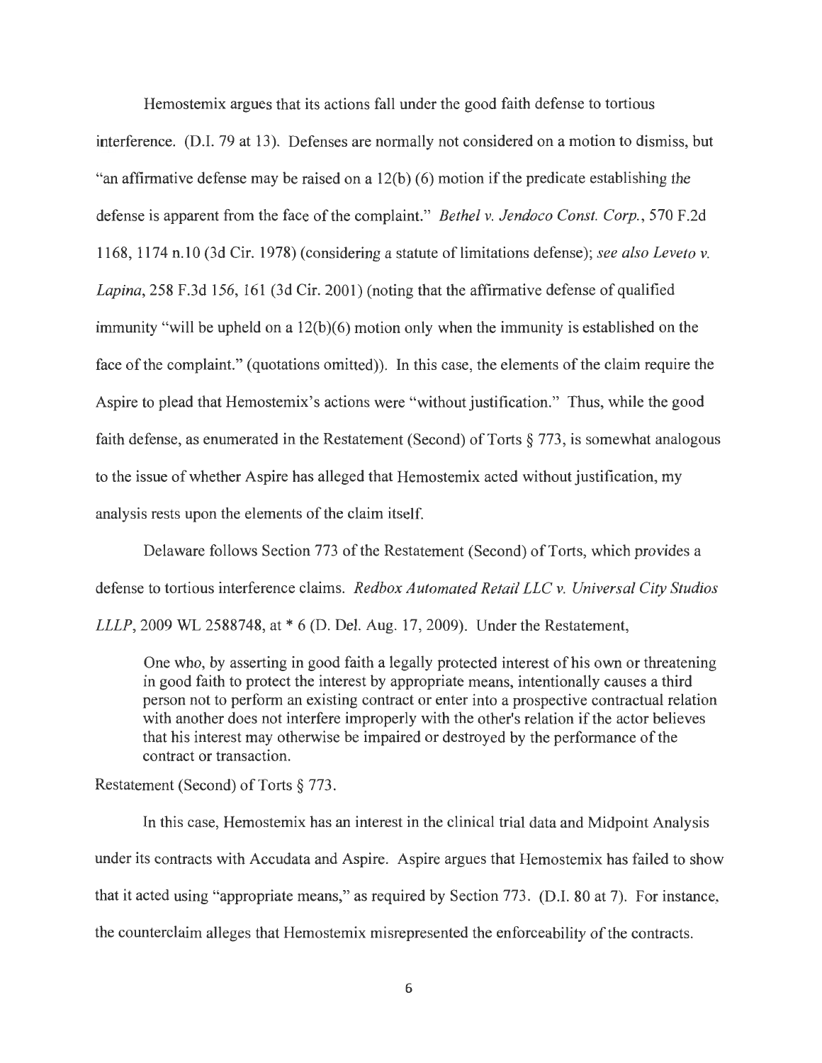Hemostemix argues that its actions fall under the good faith defense to tortious interference. (D.I. 79 at 13). Defenses are normally not considered on a motion to dismiss, but "an affirmative defense may be raised on a 12(b) (6) motion if the predicate establishing the defense is apparent from the face of the complaint." *Bethel v. Jendoco Const. Corp.*, 570 F.2d 1168, 1174 n.10 (3d Cir. 1978) (considering a statute of limitations defense); *see also Leveto v. Lapina*, 258 F.3d 156, 161 (3d Cir. 2001) (noting that the affirmative defense of qualified immunity "will be upheld on a 12(b)(6) motion only when the immunity is established on the face of the complaint." (quotations omitted)). In this case, the elements of the claim require the Aspire to plead that Hemostemix's actions were "without justification." Thus, while the good faith defense, as enumerated in the Restatement (Second) of Torts § 773, is somewhat analogous to the issue of whether Aspire has alleged that Hemostemix acted without justification, my analysis rests upon the elements of the claim itself.

Delaware follows Section 773 of the Restatement (Second) of Torts, which provides a defense to tortious interference claims. *Redbox Automated Retail LLC v. Universal City Studios LLLP*, 2009 WL 2588748, at * 6 (D. Del. Aug. 17, 2009). Under the Restatement,

> One who, by asserting in good faith a legally protected interest of his own or threatening in good faith to protect the interest by appropriate means, intentionally causes a third person not to perform an existing contract or enter into a prospective contractual relation with another does not interfere improperly with the other's relation if the actor believes that his interest may otherwise be impaired or destroyed by the performance of the contract or transaction.

Restatement (Second) of Torts § 773.

In this case, Hemostemix has an interest in the clinical trial data and Midpoint Analysis under its contracts with Accudata and Aspire. Aspire argues that Hemostemix has failed to show that it acted using "appropriate means," as required by Section 773. (D.I. 80 at 7). For instance, the counterclaim alleges that Hemostemix misrepresented the enforceability of the contracts.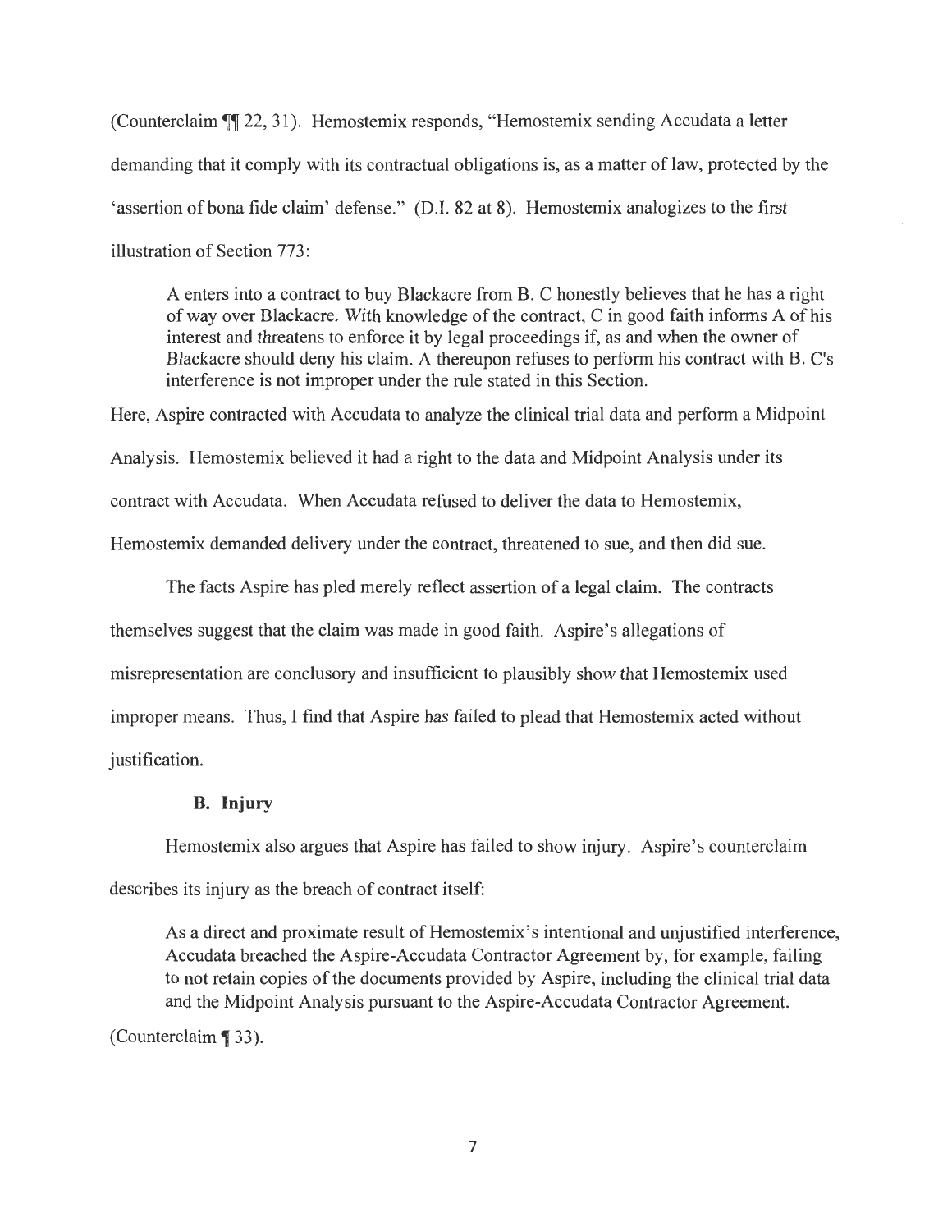(Counterclaim ¶¶ 22, 31). Hemostemix responds, "Hemostemix sending Accudata a letter demanding that it comply with its contractual obligations is, as a matter of law, protected by the 'assertion of bona fide claim' defense." (D.I. 82 at 8). Hemostemix analogizes to the first illustration of Section 773:

> A enters into a contract to buy Blackacre from B. C honestly believes that he has a right of way over Blackacre. With knowledge of the contract, C in good faith informs A of his interest and threatens to enforce it by legal proceedings if, as and when the owner of Blackacre should deny his claim. A thereupon refuses to perform his contract with B. C's interference is not improper under the rule stated in this Section.

Here, Aspire contracted with Accudata to analyze the clinical trial data and perform a Midpoint Analysis. Hemostemix believed it had a right to the data and Midpoint Analysis under its contract with Accudata. When Accudata refused to deliver the data to Hemostemix, Hemostemix demanded delivery under the contract, threatened to sue, and then did sue.

The facts Aspire has pled merely reflect assertion of a legal claim. The contracts themselves suggest that the claim was made in good faith. Aspire's allegations of misrepresentation are conclusory and insufficient to plausibly show that Hemostemix used improper means. Thus, I find that Aspire has failed to plead that Hemostemix acted without justification.

### B. Injury

Hemostemix also argues that Aspire has failed to show injury. Aspire's counterclaim describes its injury as the breach of contract itself:

> As a direct and proximate result of Hemostemix's intentional and unjustified interference, Accudata breached the Aspire-Accudata Contractor Agreement by, for example, failing to not retain copies of the documents provided by Aspire, including the clinical trial data and the Midpoint Analysis pursuant to the Aspire-Accudata Contractor Agreement.

(Counterclaim ¶ 33).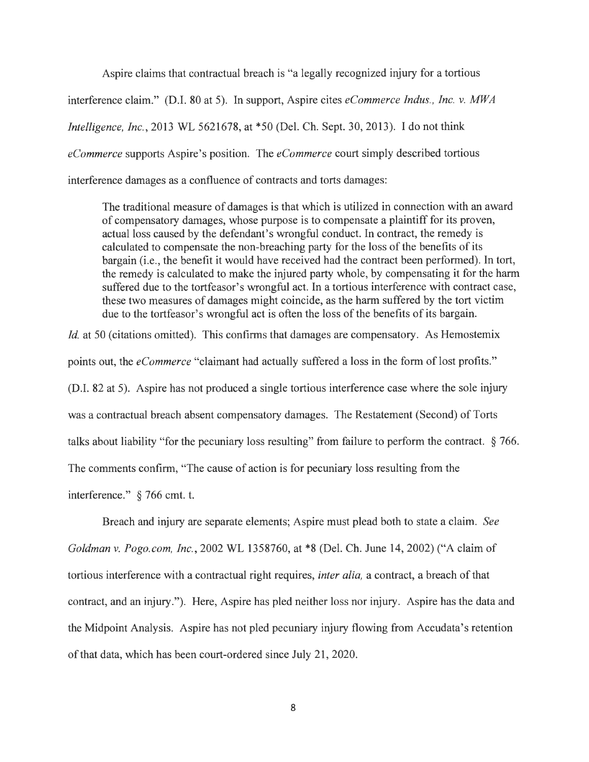Aspire claims that contractual breach is "a legally recognized injury for a tortious interference claim." (D.I. 80 at 5). In support, Aspire cites *eCommerce Indus., Inc. v. MWA Intelligence, Inc.*, 2013 WL 5621678, at *50 (Del. Ch. Sept. 30, 2013). I do not think *eCommerce* supports Aspire's position. The *eCommerce* court simply described tortious interference damages as a confluence of contracts and torts damages:

> The traditional measure of damages is that which is utilized in connection with an award of compensatory damages, whose purpose is to compensate a plaintiff for its proven, actual loss caused by the defendant's wrongful conduct. In contract, the remedy is calculated to compensate the non-breaching party for the loss of the benefits of its bargain (i.e., the benefit it would have received had the contract been performed). In tort, the remedy is calculated to make the injured party whole, by compensating it for the harm suffered due to the tortfeasor's wrongful act. In a tortious interference with contract case, these two measures of damages might coincide, as the harm suffered by the tort victim due to the tortfeasor's wrongful act is often the loss of the benefits of its bargain.

*Id.* at 50 (citations omitted). This confirms that damages are compensatory. As Hemostemix points out, the *eCommerce* "claimant had actually suffered a loss in the form of lost profits." (D.I. 82 at 5). Aspire has not produced a single tortious interference case where the sole injury was a contractual breach absent compensatory damages. The Restatement (Second) of Torts talks about liability "for the pecuniary loss resulting" from failure to perform the contract. § 766. The comments confirm, "The cause of action is for pecuniary loss resulting from the interference." § 766 cmt. t.

Breach and injury are separate elements; Aspire must plead both to state a claim. *See Goldman v. Pogo.com, Inc.*, 2002 WL 1358760, at *8 (Del. Ch. June 14, 2002) ("A claim of tortious interference with a contractual right requires, *inter alia,* a contract, a breach of that contract, and an injury."). Here, Aspire has pled neither loss nor injury. Aspire has the data and the Midpoint Analysis. Aspire has not pled pecuniary injury flowing from Accudata's retention of that data, which has been court-ordered since July 21, 2020.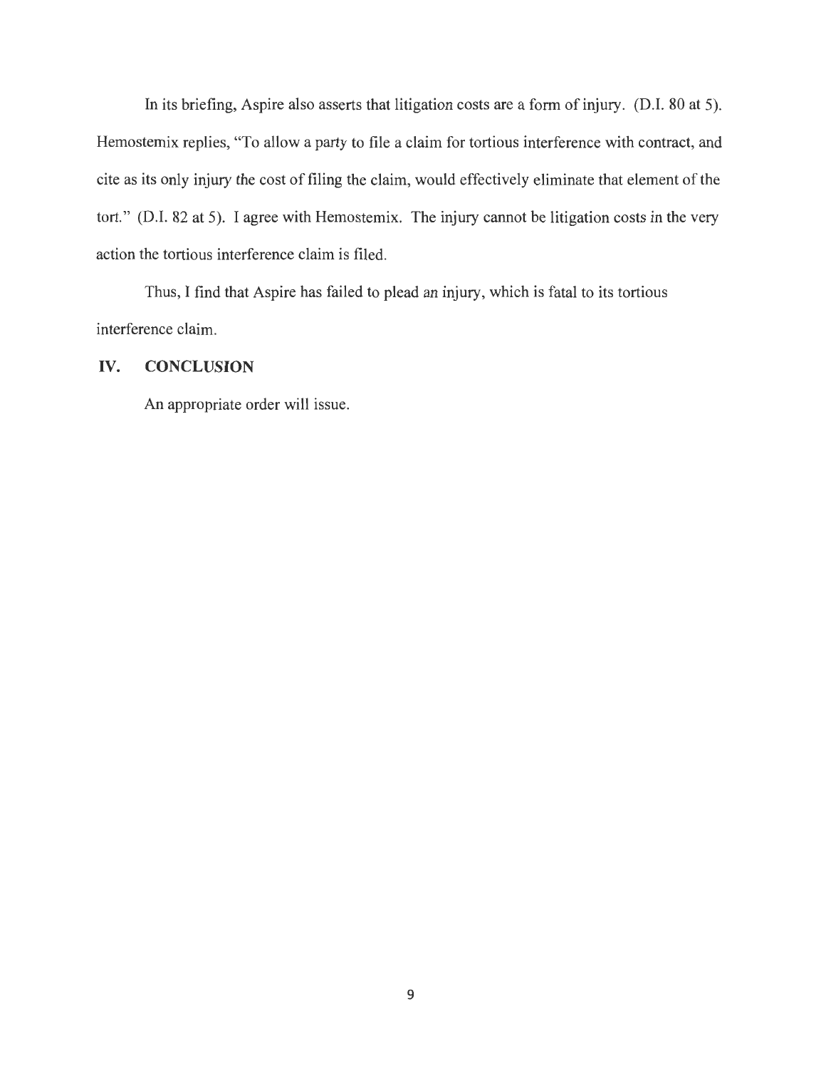In its briefing, Aspire also asserts that litigation costs are a form of injury. (D.I. 80 at 5). Hemostemix replies, "To allow a party to file a claim for tortious interference with contract, and cite as its only injury the cost of filing the claim, would effectively eliminate that element of the tort." (D.I. 82 at 5). I agree with Hemostemix. The injury cannot be litigation costs in the very action the tortious interference claim is filed.

Thus, I find that Aspire has failed to plead an injury, which is fatal to its tortious interference claim.

## IV. CONCLUSION

An appropriate order will issue.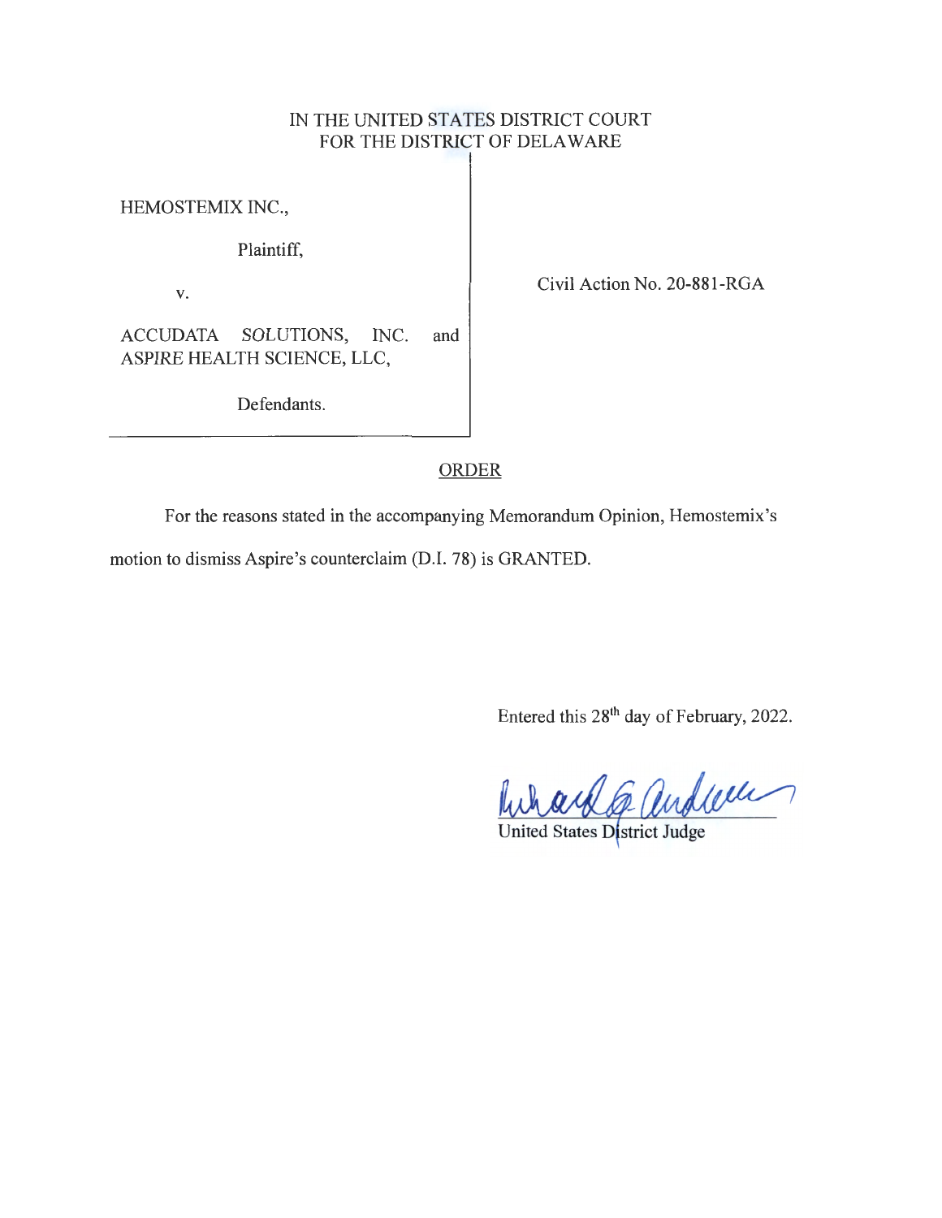IN THE UNITED STATES DISTRICT COURT
FOR THE DISTRICT OF DELAWARE

| | |
|---|---|
| HEMOSTEMIX INC.,<br><br>Plaintiff,<br><br>v.<br><br>ACCUDATA SOLUTIONS, INC. and ASPIRE HEALTH SCIENCE, LLC,<br><br>Defendants. | Civil Action No. 20-881-RGA |

## ORDER

For the reasons stated in the accompanying Memorandum Opinion, Hemostemix's motion to dismiss Aspire's counterclaim (D.I. 78) is GRANTED.

Entered this 28th day of February, 2022.

United States District Judge